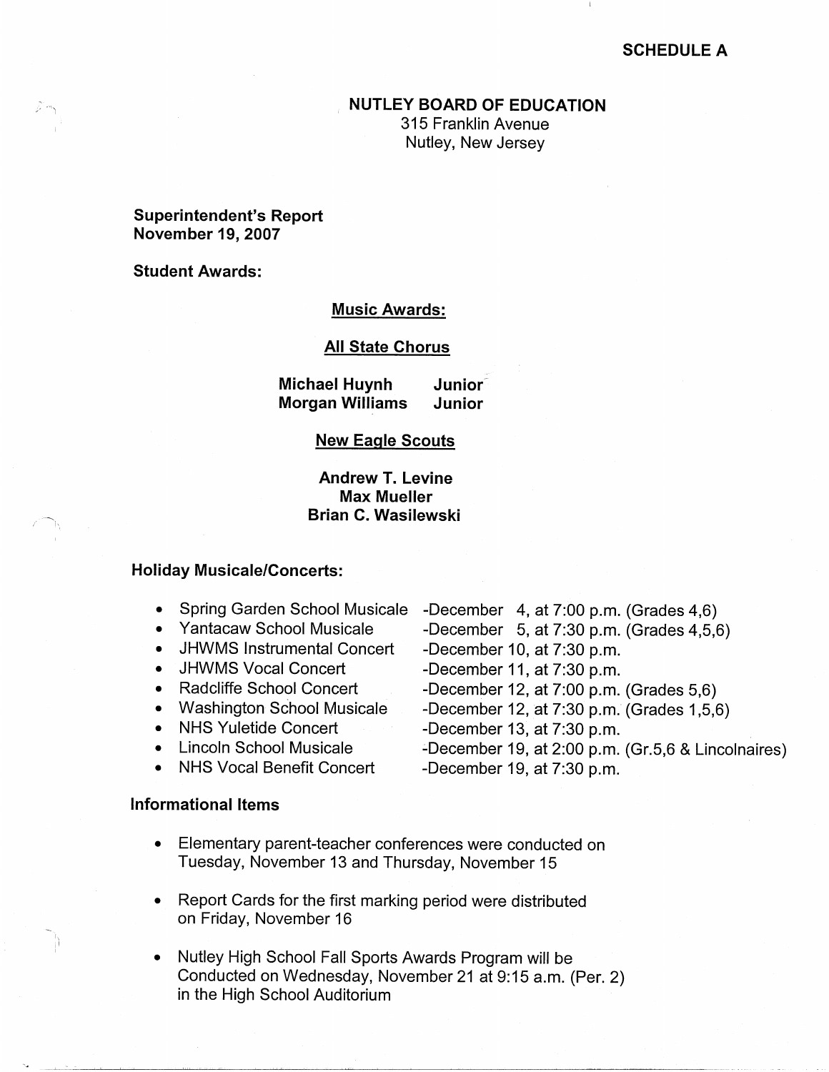**SCHEDULE A**

**NUTLEY BOARD OF EDUCATION**
315 Franklin Avenue
Nutley, New Jersey

**Superintendent's Report**
**November 19, 2007**

**Student Awards:**

**Music Awards:**

**All State Chorus**

| | |
|---|---|
| **Michael Huynh** | **Junior** |
| **Morgan Williams** | **Junior** |

**New Eagle Scouts**

**Andrew T. Levine**
**Max Mueller**
**Brian C. Wasilewski**

**Holiday Musicale/Concerts:**

- Spring Garden School Musicale -December 4, at 7:00 p.m. (Grades 4,6)
- Yantacaw School Musicale -December 5, at 7:30 p.m. (Grades 4,5,6)
- JHWMS Instrumental Concert -December 10, at 7:30 p.m.
- JHWMS Vocal Concert -December 11, at 7:30 p.m.
- Radcliffe School Concert -December 12, at 7:00 p.m. (Grades 5,6)
- Washington School Musicale -December 12, at 7:30 p.m. (Grades 1,5,6)
- NHS Yuletide Concert -December 13, at 7:30 p.m.
- Lincoln School Musicale -December 19, at 2:00 p.m. (Gr.5,6 & Lincolnaires)
- NHS Vocal Benefit Concert -December 19, at 7:30 p.m.

**Informational Items**

- Elementary parent-teacher conferences were conducted on Tuesday, November 13 and Thursday, November 15
- Report Cards for the first marking period were distributed on Friday, November 16
- Nutley High School Fall Sports Awards Program will be Conducted on Wednesday, November 21 at 9:15 a.m. (Per. 2) in the High School Auditorium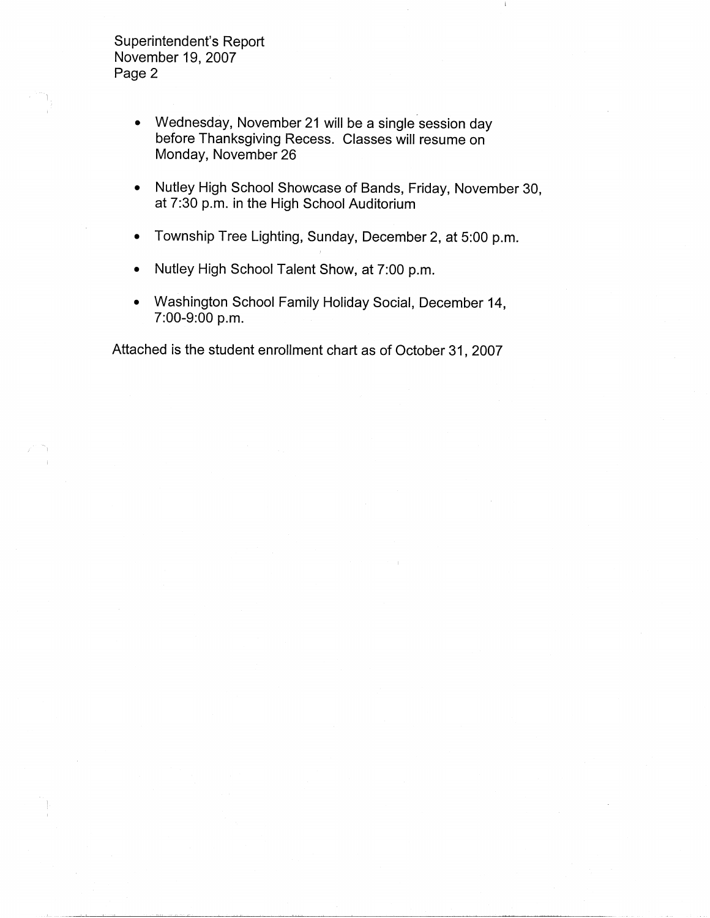- Wednesday, November 21 will be a single session day before Thanksgiving Recess. Classes will resume on Monday, November 26

- Nutley High School Showcase of Bands, Friday, November 30, at 7:30 p.m. in the High School Auditorium

- Township Tree Lighting, Sunday, December 2, at 5:00 p.m.

- Nutley High School Talent Show, at 7:00 p.m.

- Washington School Family Holiday Social, December 14, 7:00-9:00 p.m.

Attached is the student enrollment chart as of October 31, 2007